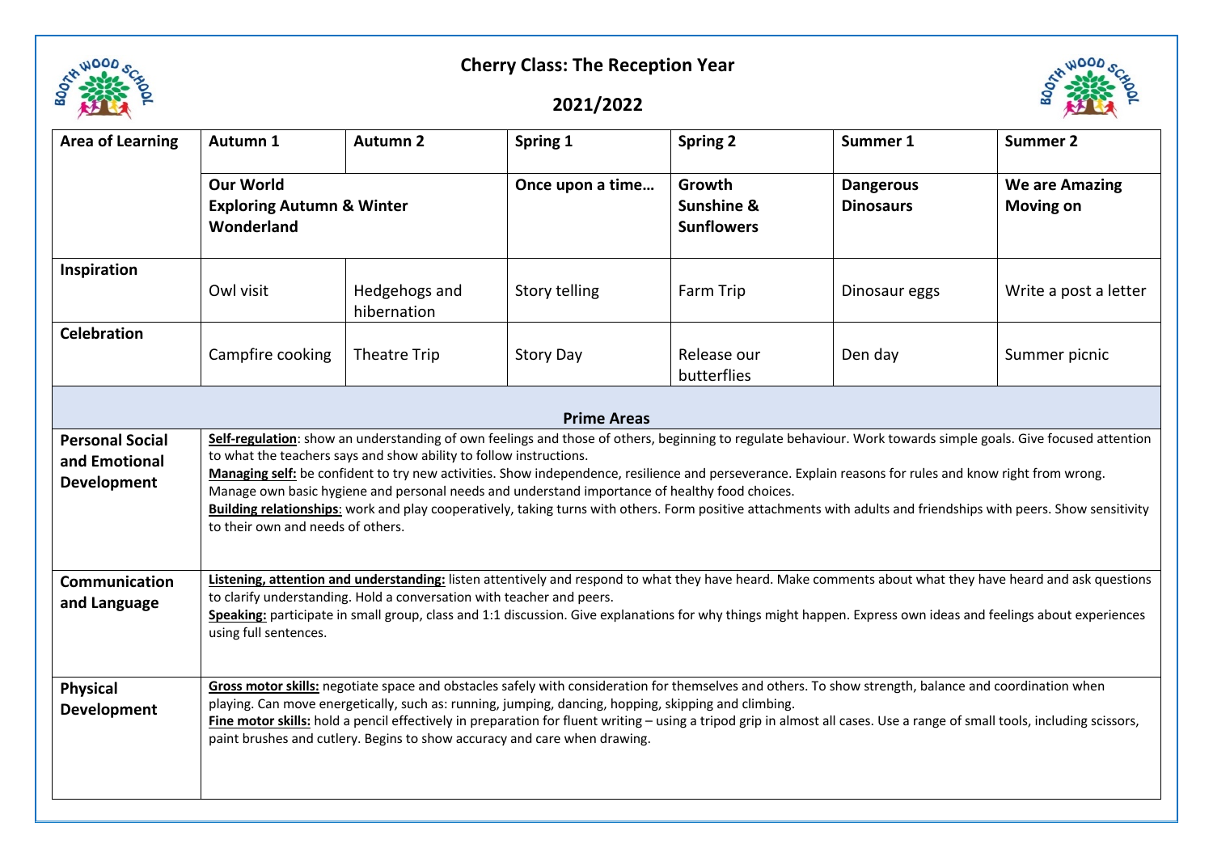# Cherry Class: The Reception Year

## 2021/2022

| Area of Learning | Autumn 1 | Autumn 2 | Spring 1 | Spring 2 | Summer 1 | Summer 2 |
|---|---|---|---|---|---|---|
| | **Our World Exploring Autumn & Winter Wonderland** | | **Once upon a time…** | **Growth Sunshine & Sunflowers** | **Dangerous Dinosaurs** | **We are Amazing Moving on** |
| **Inspiration** | Owl visit | Hedgehogs and hibernation | Story telling | Farm Trip | Dinosaur eggs | Write a post a letter |
| **Celebration** | Campfire cooking | Theatre Trip | Story Day | Release our butterflies | Den day | Summer picnic |
| **Prime Areas** | | | | | | |
| **Personal Social and Emotional Development** | **Self-regulation**: show an understanding of own feelings and those of others, beginning to regulate behaviour. Work towards simple goals. Give focused attention to what the teachers says and show ability to follow instructions. **Managing self:** be confident to try new activities. Show independence, resilience and perseverance. Explain reasons for rules and know right from wrong. Manage own basic hygiene and personal needs and understand importance of healthy food choices. **Building relationships**: work and play cooperatively, taking turns with others. Form positive attachments with adults and friendships with peers. Show sensitivity to their own and needs of others. | | | | | |
| **Communication and Language** | **Listening, attention and understanding:** listen attentively and respond to what they have heard. Make comments about what they have heard and ask questions to clarify understanding. Hold a conversation with teacher and peers. **Speaking:** participate in small group, class and 1:1 discussion. Give explanations for why things might happen. Express own ideas and feelings about experiences using full sentences. | | | | | |
| **Physical Development** | **Gross motor skills:** negotiate space and obstacles safely with consideration for themselves and others. To show strength, balance and coordination when playing. Can move energetically, such as: running, jumping, dancing, hopping, skipping and climbing. **Fine motor skills:** hold a pencil effectively in preparation for fluent writing – using a tripod grip in almost all cases. Use a range of small tools, including scissors, paint brushes and cutlery. Begins to show accuracy and care when drawing. | | | | | |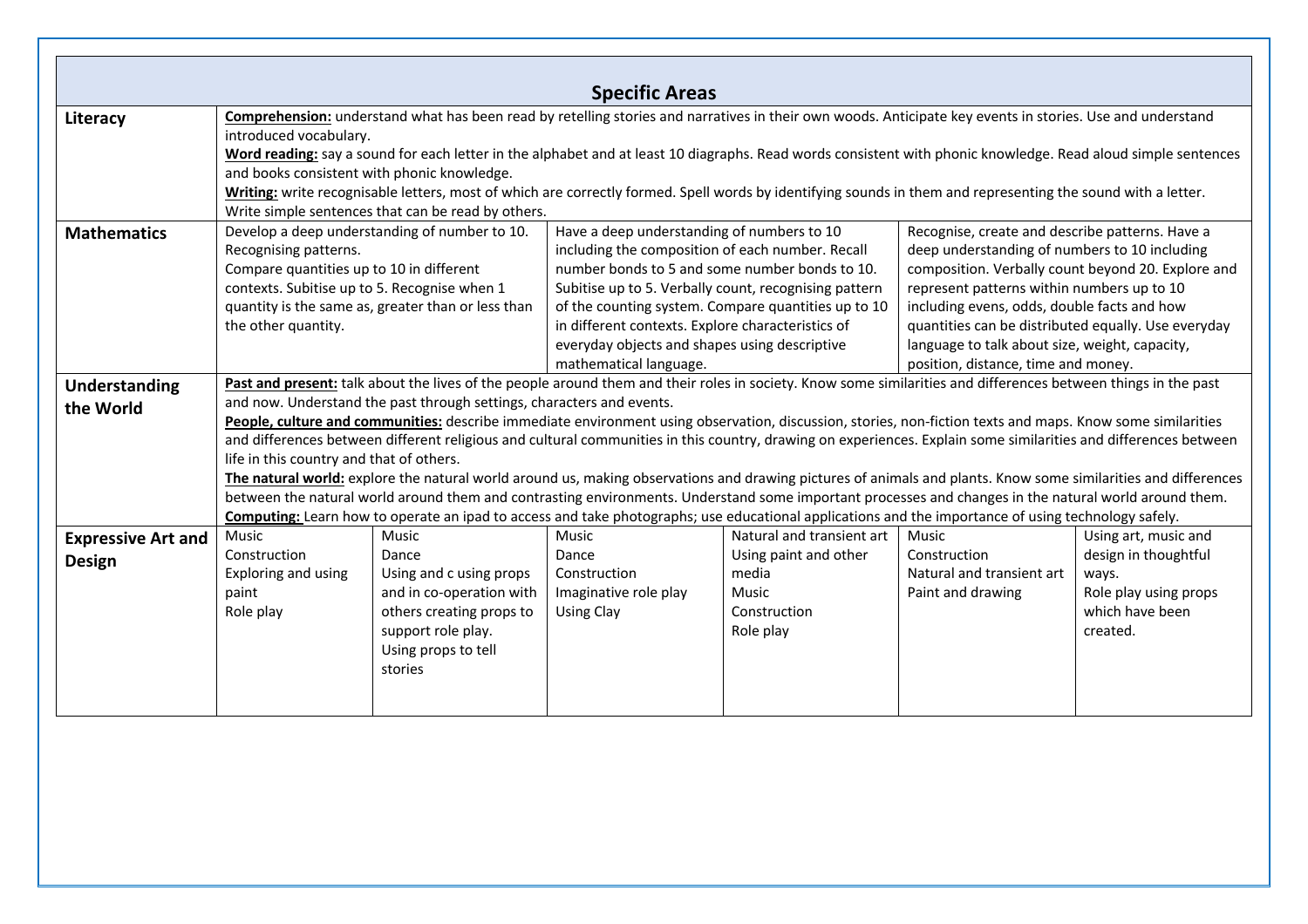| Specific Areas | | | | | | |
|---|---|---|---|---|---|---|
| **Literacy** | **Comprehension:** understand what has been read by retelling stories and narratives in their own woods. Anticipate key events in stories. Use and understand introduced vocabulary.<br>**Word reading:** say a sound for each letter in the alphabet and at least 10 diagraphs. Read words consistent with phonic knowledge. Read aloud simple sentences and books consistent with phonic knowledge.<br>**Writing:** write recognisable letters, most of which are correctly formed. Spell words by identifying sounds in them and representing the sound with a letter. Write simple sentences that can be read by others. | | | | | |
| **Mathematics** | Develop a deep understanding of number to 10. Recognising patterns. Compare quantities up to 10 in different contexts. Subitise up to 5. Recognise when 1 quantity is the same as, greater than or less than the other quantity. | | Have a deep understanding of numbers to 10 including the composition of each number. Recall number bonds to 5 and some number bonds to 10. Subitise up to 5. Verbally count, recognising pattern of the counting system. Compare quantities up to 10 in different contexts. Explore characteristics of everyday objects and shapes using descriptive mathematical language. | | Recognise, create and describe patterns. Have a deep understanding of numbers to 10 including composition. Verbally count beyond 20. Explore and represent patterns within numbers up to 10 including evens, odds, double facts and how quantities can be distributed equally. Use everyday language to talk about size, weight, capacity, position, distance, time and money. | |
| **Understanding the World** | **Past and present:** talk about the lives of the people around them and their roles in society. Know some similarities and differences between things in the past and now. Understand the past through settings, characters and events.<br>**People, culture and communities:** describe immediate environment using observation, discussion, stories, non-fiction texts and maps. Know some similarities and differences between different religious and cultural communities in this country, drawing on experiences. Explain some similarities and differences between life in this country and that of others.<br>**The natural world:** explore the natural world around us, making observations and drawing pictures of animals and plants. Know some similarities and differences between the natural world around them and contrasting environments. Understand some important processes and changes in the natural world around them.<br>**Computing:** Learn how to operate an ipad to access and take photographs; use educational applications and the importance of using technology safely. | | | | | |
| **Expressive Art and Design** | Music<br>Construction<br>Exploring and using paint<br>Role play | Music<br>Dance<br>Using and c using props and in co-operation with others creating props to support role play.<br>Using props to tell stories | Music<br>Dance<br>Construction<br>Imaginative role play<br>Using Clay | Natural and transient art<br>Using paint and other media<br>Music<br>Construction<br>Role play | Music<br>Construction<br>Natural and transient art<br>Paint and drawing | Using art, music and design in thoughtful ways.<br>Role play using props which have been created. |